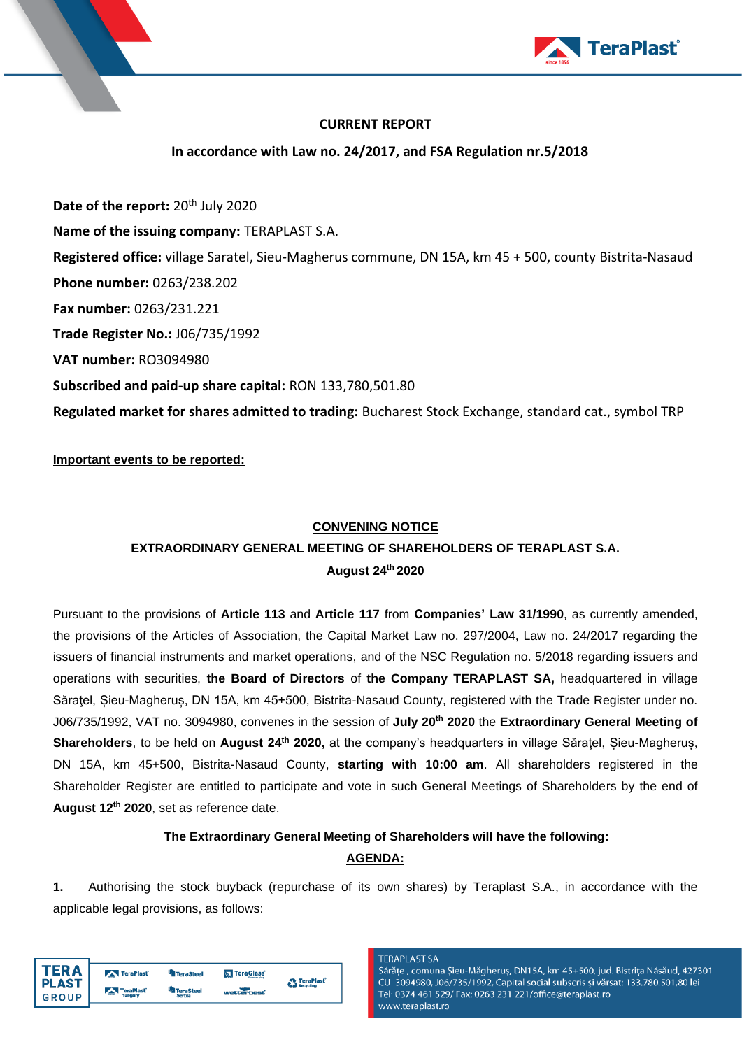## CURRENT REPORT

**In accordance with Law no. 24/2017, and FSA Regulation nr.5/2018**

**Date of the report:** 20th July 2020

**Name of the issuing company:** TERAPLAST S.A.

**Registered office:** village Saratel, Sieu-Magherus commune, DN 15A, km 45 + 500, county Bistrita-Nasaud

**Phone number:** 0263/238.202

**Fax number:** 0263/231.221

**Trade Register No.:** J06/735/1992

**VAT number:** RO3094980

**Subscribed and paid-up share capital:** RON 133,780,501.80

**Regulated market for shares admitted to trading:** Bucharest Stock Exchange, standard cat., symbol TRP

**Important events to be reported:**

**CONVENING NOTICE**

**EXTRAORDINARY GENERAL MEETING OF SHAREHOLDERS OF TERAPLAST S.A.**

**August 24th 2020**

Pursuant to the provisions of **Article 113** and **Article 117** from **Companies' Law 31/1990**, as currently amended, the provisions of the Articles of Association, the Capital Market Law no. 297/2004, Law no. 24/2017 regarding the issuers of financial instruments and market operations, and of the NSC Regulation no. 5/2018 regarding issuers and operations with securities, **the Board of Directors** of **the Company TERAPLAST SA,** headquartered in village Sărăţel, Șieu-Magheruș, DN 15A, km 45+500, Bistrita-Nasaud County, registered with the Trade Register under no. J06/735/1992, VAT no. 3094980, convenes in the session of **July 20th 2020** the **Extraordinary General Meeting of Shareholders**, to be held on **August 24th 2020,** at the company's headquarters in village Sărăţel, Șieu-Magheruș, DN 15A, km 45+500, Bistrita-Nasaud County, **starting with 10:00 am**. All shareholders registered in the Shareholder Register are entitled to participate and vote in such General Meetings of Shareholders by the end of **August 12th 2020**, set as reference date.

**The Extraordinary General Meeting of Shareholders will have the following:**

**AGENDA:**

**1.** Authorising the stock buyback (repurchase of its own shares) by Teraplast S.A., in accordance with the applicable legal provisions, as follows: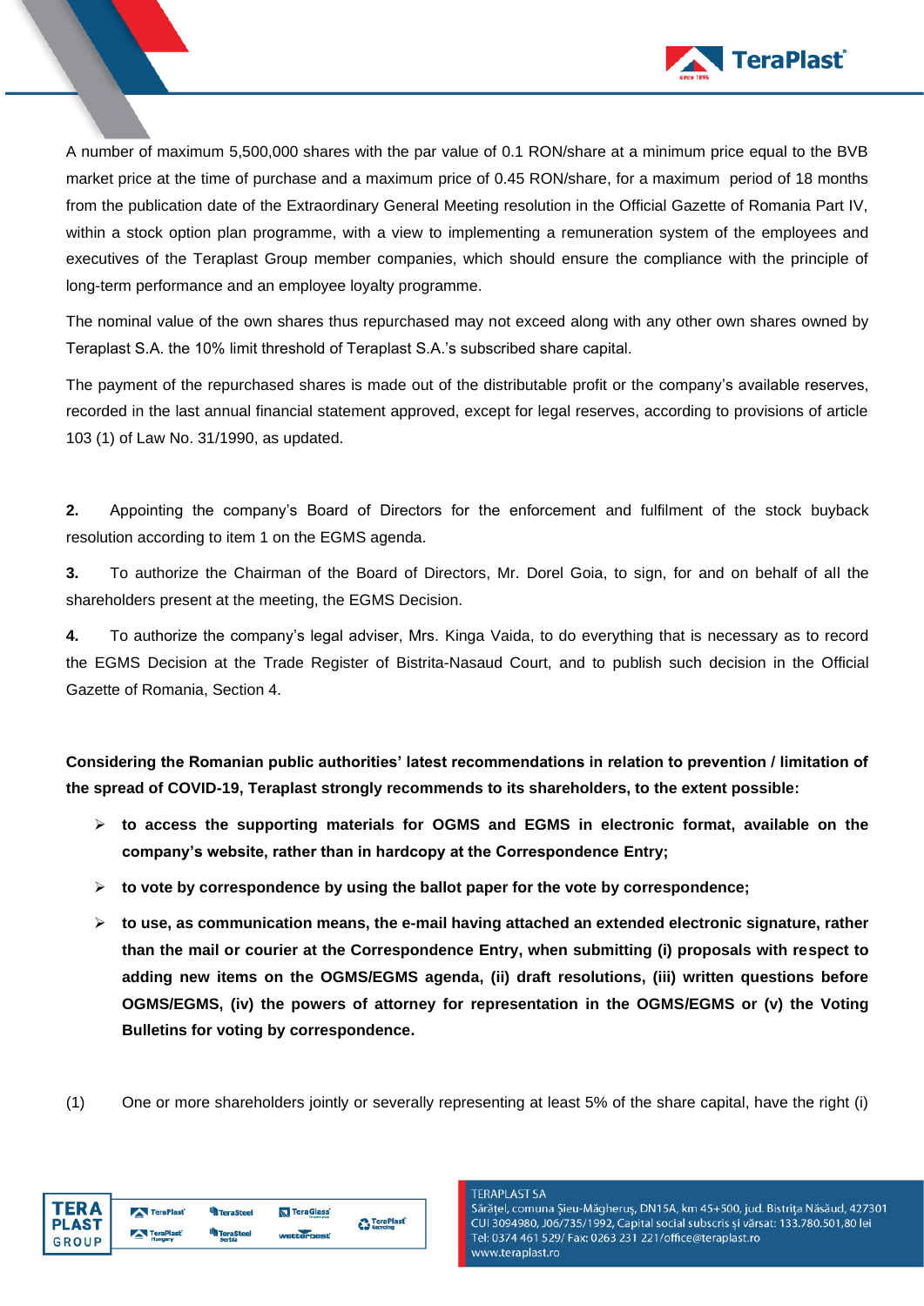A number of maximum 5,500,000 shares with the par value of 0.1 RON/share at a minimum price equal to the BVB market price at the time of purchase and a maximum price of 0.45 RON/share, for a maximum period of 18 months from the publication date of the Extraordinary General Meeting resolution in the Official Gazette of Romania Part IV, within a stock option plan programme, with a view to implementing a remuneration system of the employees and executives of the Teraplast Group member companies, which should ensure the compliance with the principle of long-term performance and an employee loyalty programme.

The nominal value of the own shares thus repurchased may not exceed along with any other own shares owned by Teraplast S.A. the 10% limit threshold of Teraplast S.A.'s subscribed share capital.

The payment of the repurchased shares is made out of the distributable profit or the company's available reserves, recorded in the last annual financial statement approved, except for legal reserves, according to provisions of article 103 (1) of Law No. 31/1990, as updated.

**2.** Appointing the company's Board of Directors for the enforcement and fulfilment of the stock buyback resolution according to item 1 on the EGMS agenda.

**3.** To authorize the Chairman of the Board of Directors, Mr. Dorel Goia, to sign, for and on behalf of all the shareholders present at the meeting, the EGMS Decision.

**4.** To authorize the company's legal adviser, Mrs. Kinga Vaida, to do everything that is necessary as to record the EGMS Decision at the Trade Register of Bistrita-Nasaud Court, and to publish such decision in the Official Gazette of Romania, Section 4.

**Considering the Romanian public authorities' latest recommendations in relation to prevention / limitation of the spread of COVID-19, Teraplast strongly recommends to its shareholders, to the extent possible:**

- **to access the supporting materials for OGMS and EGMS in electronic format, available on the company's website, rather than in hardcopy at the Correspondence Entry;**
- **to vote by correspondence by using the ballot paper for the vote by correspondence;**
- **to use, as communication means, the e-mail having attached an extended electronic signature, rather than the mail or courier at the Correspondence Entry, when submitting (i) proposals with respect to adding new items on the OGMS/EGMS agenda, (ii) draft resolutions, (iii) written questions before OGMS/EGMS, (iv) the powers of attorney for representation in the OGMS/EGMS or (v) the Voting Bulletins for voting by correspondence.**

(1) One or more shareholders jointly or severally representing at least 5% of the share capital, have the right (i)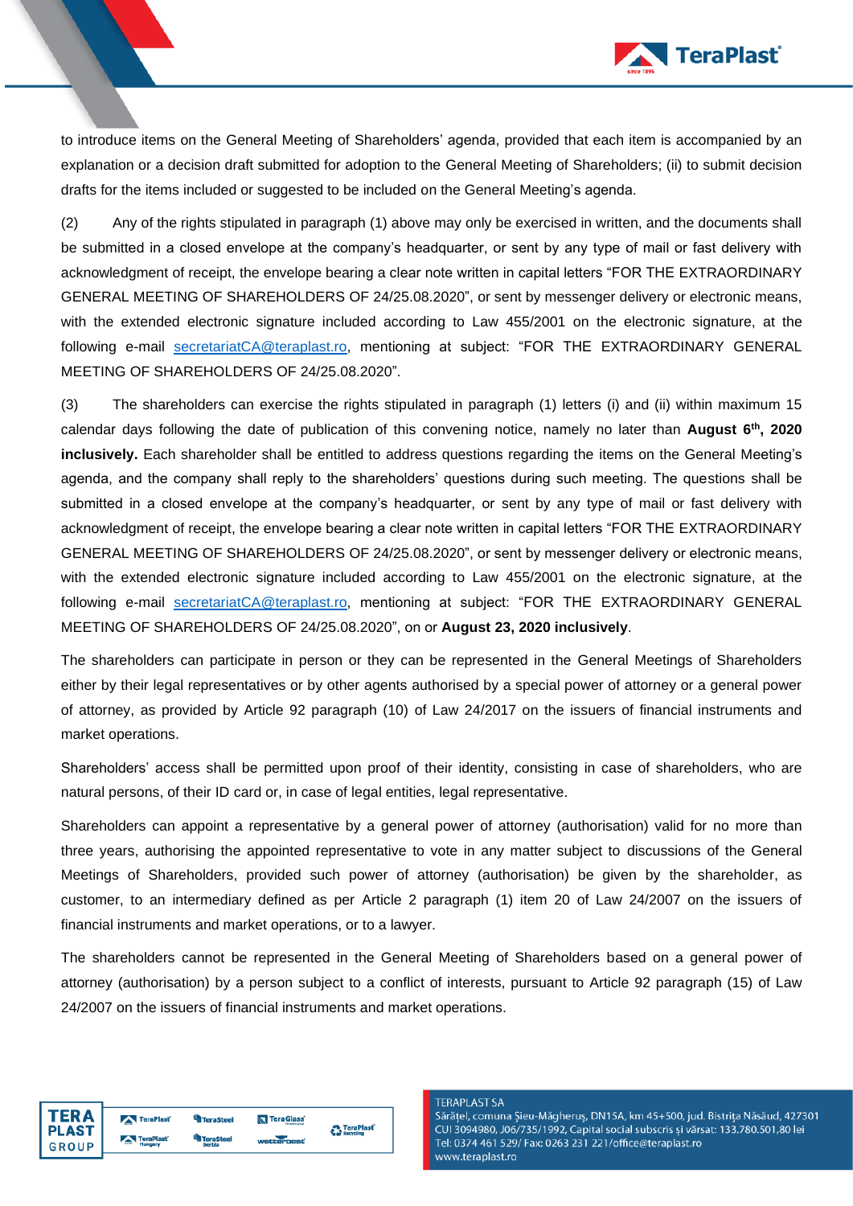to introduce items on the General Meeting of Shareholders' agenda, provided that each item is accompanied by an explanation or a decision draft submitted for adoption to the General Meeting of Shareholders; (ii) to submit decision drafts for the items included or suggested to be included on the General Meeting's agenda.

(2) Any of the rights stipulated in paragraph (1) above may only be exercised in written, and the documents shall be submitted in a closed envelope at the company's headquarter, or sent by any type of mail or fast delivery with acknowledgment of receipt, the envelope bearing a clear note written in capital letters "FOR THE EXTRAORDINARY GENERAL MEETING OF SHAREHOLDERS OF 24/25.08.2020", or sent by messenger delivery or electronic means, with the extended electronic signature included according to Law 455/2001 on the electronic signature, at the following e-mail secretariatCA@teraplast.ro, mentioning at subject: "FOR THE EXTRAORDINARY GENERAL MEETING OF SHAREHOLDERS OF 24/25.08.2020".

(3) The shareholders can exercise the rights stipulated in paragraph (1) letters (i) and (ii) within maximum 15 calendar days following the date of publication of this convening notice, namely no later than **August 6th, 2020 inclusively.** Each shareholder shall be entitled to address questions regarding the items on the General Meeting's agenda, and the company shall reply to the shareholders' questions during such meeting. The questions shall be submitted in a closed envelope at the company's headquarter, or sent by any type of mail or fast delivery with acknowledgment of receipt, the envelope bearing a clear note written in capital letters "FOR THE EXTRAORDINARY GENERAL MEETING OF SHAREHOLDERS OF 24/25.08.2020", or sent by messenger delivery or electronic means, with the extended electronic signature included according to Law 455/2001 on the electronic signature, at the following e-mail secretariatCA@teraplast.ro, mentioning at subject: "FOR THE EXTRAORDINARY GENERAL MEETING OF SHAREHOLDERS OF 24/25.08.2020", on or **August 23, 2020 inclusively**.

The shareholders can participate in person or they can be represented in the General Meetings of Shareholders either by their legal representatives or by other agents authorised by a special power of attorney or a general power of attorney, as provided by Article 92 paragraph (10) of Law 24/2017 on the issuers of financial instruments and market operations.

Shareholders' access shall be permitted upon proof of their identity, consisting in case of shareholders, who are natural persons, of their ID card or, in case of legal entities, legal representative.

Shareholders can appoint a representative by a general power of attorney (authorisation) valid for no more than three years, authorising the appointed representative to vote in any matter subject to discussions of the General Meetings of Shareholders, provided such power of attorney (authorisation) be given by the shareholder, as customer, to an intermediary defined as per Article 2 paragraph (1) item 20 of Law 24/2007 on the issuers of financial instruments and market operations, or to a lawyer.

The shareholders cannot be represented in the General Meeting of Shareholders based on a general power of attorney (authorisation) by a person subject to a conflict of interests, pursuant to Article 92 paragraph (15) of Law 24/2007 on the issuers of financial instruments and market operations.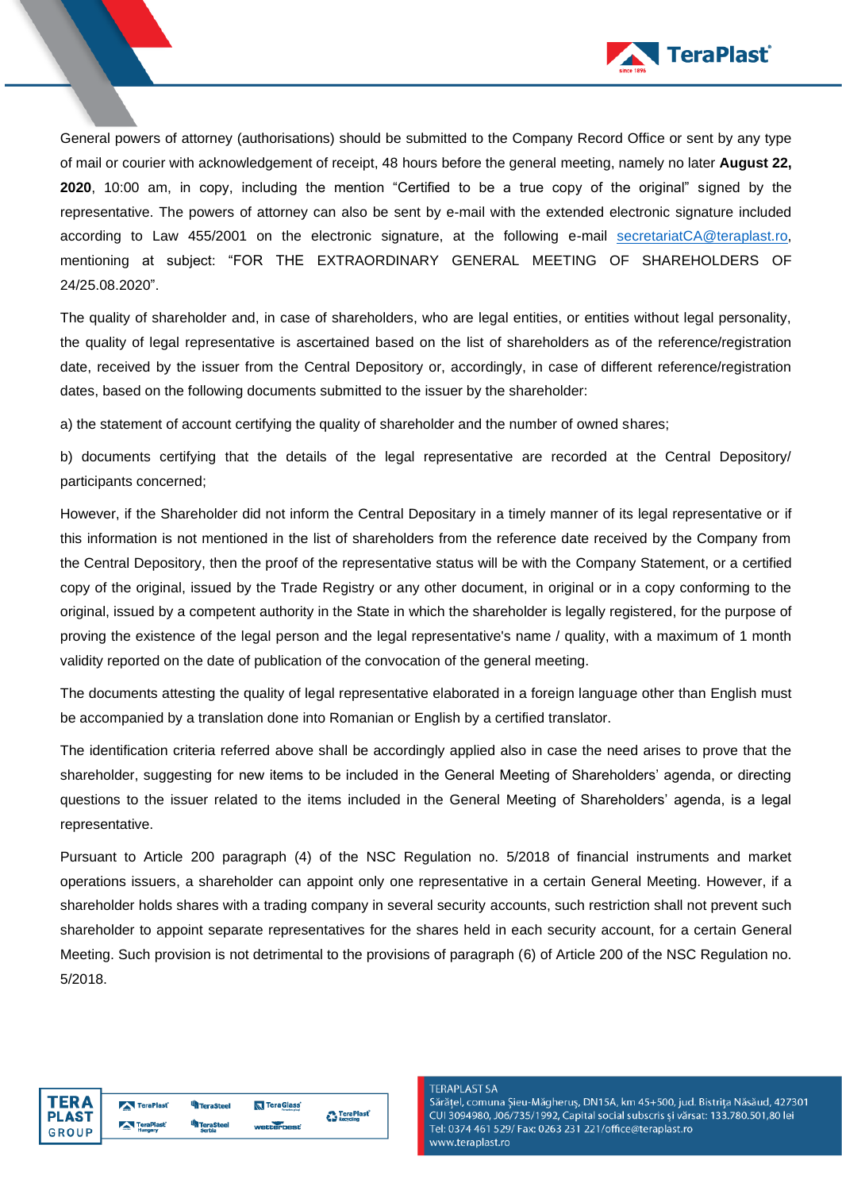General powers of attorney (authorisations) should be submitted to the Company Record Office or sent by any type of mail or courier with acknowledgement of receipt, 48 hours before the general meeting, namely no later **August 22, 2020**, 10:00 am, in copy, including the mention "Certified to be a true copy of the original" signed by the representative. The powers of attorney can also be sent by e-mail with the extended electronic signature included according to Law 455/2001 on the electronic signature, at the following e-mail secretariatCA@teraplast.ro, mentioning at subject: "FOR THE EXTRAORDINARY GENERAL MEETING OF SHAREHOLDERS OF 24/25.08.2020".

The quality of shareholder and, in case of shareholders, who are legal entities, or entities without legal personality, the quality of legal representative is ascertained based on the list of shareholders as of the reference/registration date, received by the issuer from the Central Depository or, accordingly, in case of different reference/registration dates, based on the following documents submitted to the issuer by the shareholder:

a) the statement of account certifying the quality of shareholder and the number of owned shares;

b) documents certifying that the details of the legal representative are recorded at the Central Depository/ participants concerned;

However, if the Shareholder did not inform the Central Depositary in a timely manner of its legal representative or if this information is not mentioned in the list of shareholders from the reference date received by the Company from the Central Depository, then the proof of the representative status will be with the Company Statement, or a certified copy of the original, issued by the Trade Registry or any other document, in original or in a copy conforming to the original, issued by a competent authority in the State in which the shareholder is legally registered, for the purpose of proving the existence of the legal person and the legal representative's name / quality, with a maximum of 1 month validity reported on the date of publication of the convocation of the general meeting.

The documents attesting the quality of legal representative elaborated in a foreign language other than English must be accompanied by a translation done into Romanian or English by a certified translator.

The identification criteria referred above shall be accordingly applied also in case the need arises to prove that the shareholder, suggesting for new items to be included in the General Meeting of Shareholders' agenda, or directing questions to the issuer related to the items included in the General Meeting of Shareholders' agenda, is a legal representative.

Pursuant to Article 200 paragraph (4) of the NSC Regulation no. 5/2018 of financial instruments and market operations issuers, a shareholder can appoint only one representative in a certain General Meeting. However, if a shareholder holds shares with a trading company in several security accounts, such restriction shall not prevent such shareholder to appoint separate representatives for the shares held in each security account, for a certain General Meeting. Such provision is not detrimental to the provisions of paragraph (6) of Article 200 of the NSC Regulation no. 5/2018.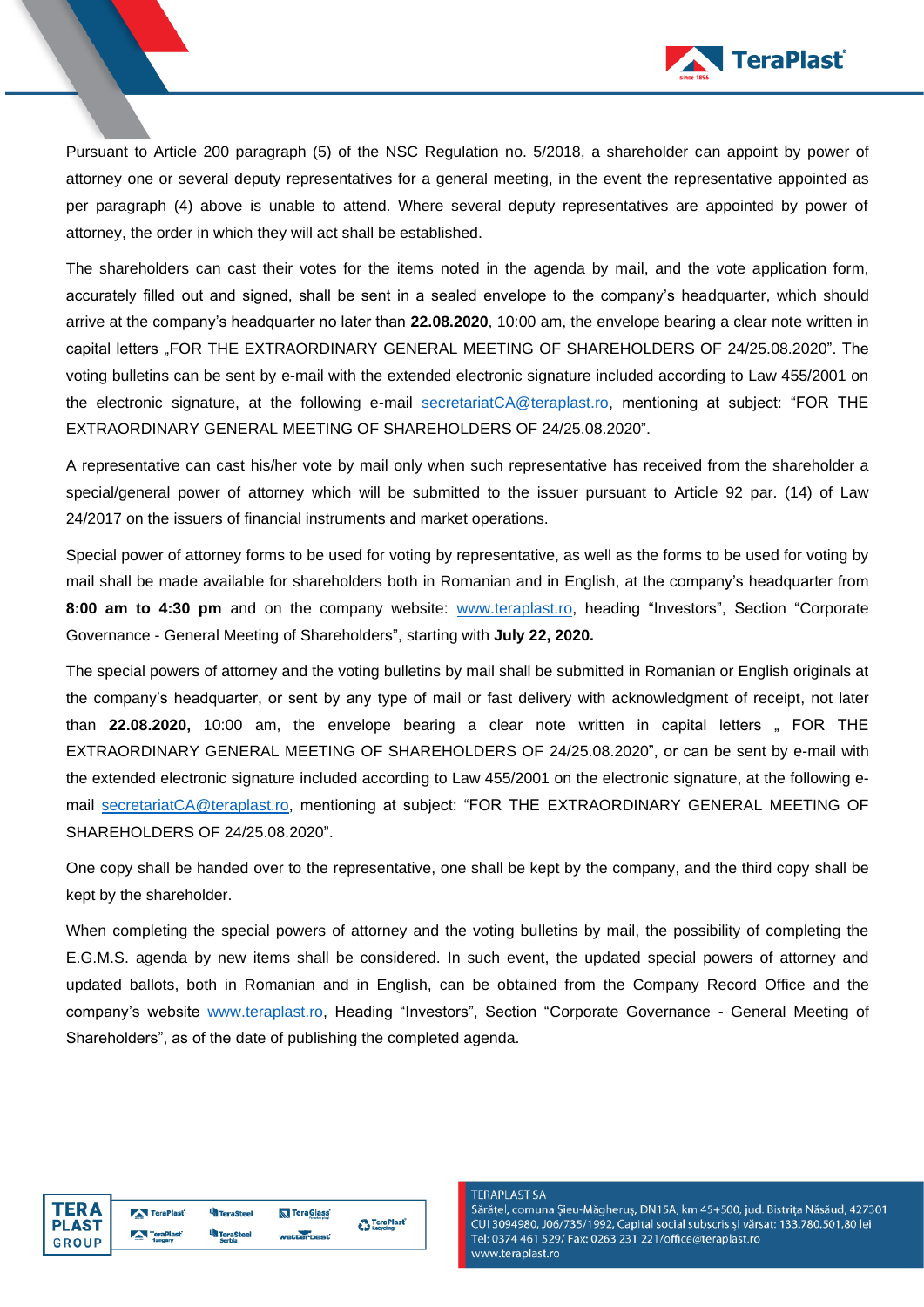Pursuant to Article 200 paragraph (5) of the NSC Regulation no. 5/2018, a shareholder can appoint by power of attorney one or several deputy representatives for a general meeting, in the event the representative appointed as per paragraph (4) above is unable to attend. Where several deputy representatives are appointed by power of attorney, the order in which they will act shall be established.

The shareholders can cast their votes for the items noted in the agenda by mail, and the vote application form, accurately filled out and signed, shall be sent in a sealed envelope to the company's headquarter, which should arrive at the company's headquarter no later than **22.08.2020**, 10:00 am, the envelope bearing a clear note written in capital letters „FOR THE EXTRAORDINARY GENERAL MEETING OF SHAREHOLDERS OF 24/25.08.2020". The voting bulletins can be sent by e-mail with the extended electronic signature included according to Law 455/2001 on the electronic signature, at the following e-mail secretariatCA@teraplast.ro, mentioning at subject: "FOR THE EXTRAORDINARY GENERAL MEETING OF SHAREHOLDERS OF 24/25.08.2020".

A representative can cast his/her vote by mail only when such representative has received from the shareholder a special/general power of attorney which will be submitted to the issuer pursuant to Article 92 par. (14) of Law 24/2017 on the issuers of financial instruments and market operations.

Special power of attorney forms to be used for voting by representative, as well as the forms to be used for voting by mail shall be made available for shareholders both in Romanian and in English, at the company's headquarter from **8:00 am to 4:30 pm** and on the company website: www.teraplast.ro, heading "Investors", Section "Corporate Governance - General Meeting of Shareholders", starting with **July 22, 2020.**

The special powers of attorney and the voting bulletins by mail shall be submitted in Romanian or English originals at the company's headquarter, or sent by any type of mail or fast delivery with acknowledgment of receipt, not later than **22.08.2020,** 10:00 am, the envelope bearing a clear note written in capital letters „ FOR THE EXTRAORDINARY GENERAL MEETING OF SHAREHOLDERS OF 24/25.08.2020", or can be sent by e-mail with the extended electronic signature included according to Law 455/2001 on the electronic signature, at the following e-mail secretariatCA@teraplast.ro, mentioning at subject: "FOR THE EXTRAORDINARY GENERAL MEETING OF SHAREHOLDERS OF 24/25.08.2020".

One copy shall be handed over to the representative, one shall be kept by the company, and the third copy shall be kept by the shareholder.

When completing the special powers of attorney and the voting bulletins by mail, the possibility of completing the E.G.M.S. agenda by new items shall be considered. In such event, the updated special powers of attorney and updated ballots, both in Romanian and in English, can be obtained from the Company Record Office and the company's website www.teraplast.ro, Heading "Investors", Section "Corporate Governance - General Meeting of Shareholders", as of the date of publishing the completed agenda.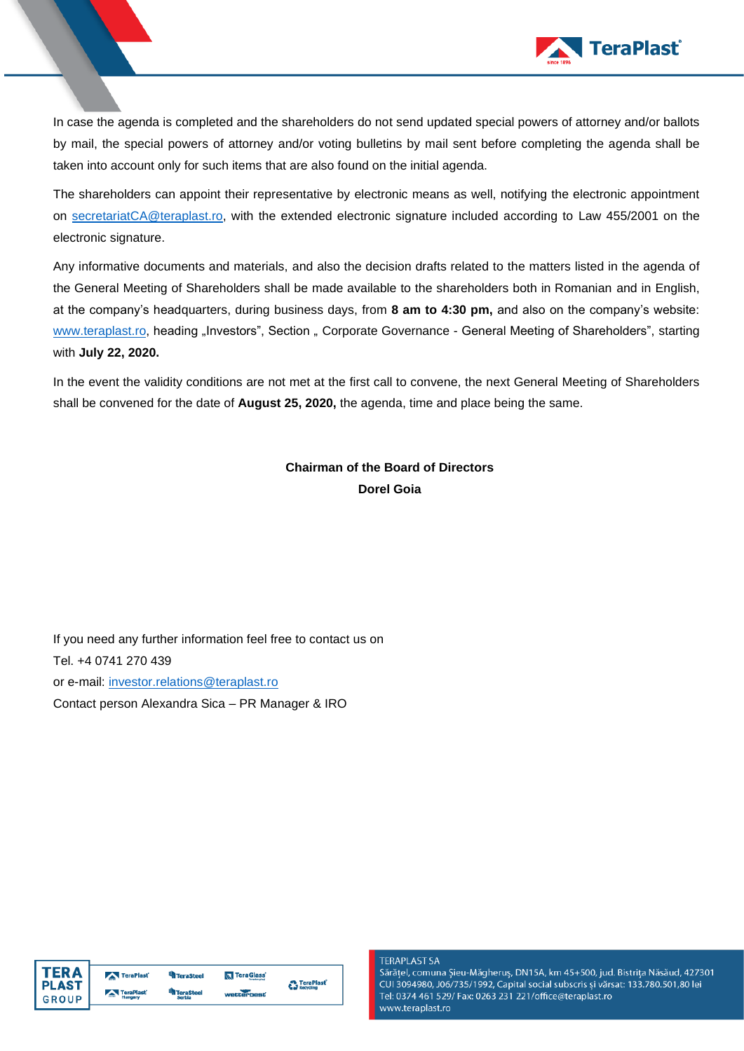In case the agenda is completed and the shareholders do not send updated special powers of attorney and/or ballots by mail, the special powers of attorney and/or voting bulletins by mail sent before completing the agenda shall be taken into account only for such items that are also found on the initial agenda.

The shareholders can appoint their representative by electronic means as well, notifying the electronic appointment on secretariatCA@teraplast.ro, with the extended electronic signature included according to Law 455/2001 on the electronic signature.

Any informative documents and materials, and also the decision drafts related to the matters listed in the agenda of the General Meeting of Shareholders shall be made available to the shareholders both in Romanian and in English, at the company's headquarters, during business days, from **8 am to 4:30 pm,** and also on the company's website: www.teraplast.ro, heading „Investors", Section „ Corporate Governance - General Meeting of Shareholders", starting with **July 22, 2020.**

In the event the validity conditions are not met at the first call to convene, the next General Meeting of Shareholders shall be convened for the date of **August 25, 2020,** the agenda, time and place being the same.

**Chairman of the Board of Directors**
**Dorel Goia**

If you need any further information feel free to contact us on
Tel. +4 0741 270 439
or e-mail: investor.relations@teraplast.ro
Contact person Alexandra Sica – PR Manager & IRO